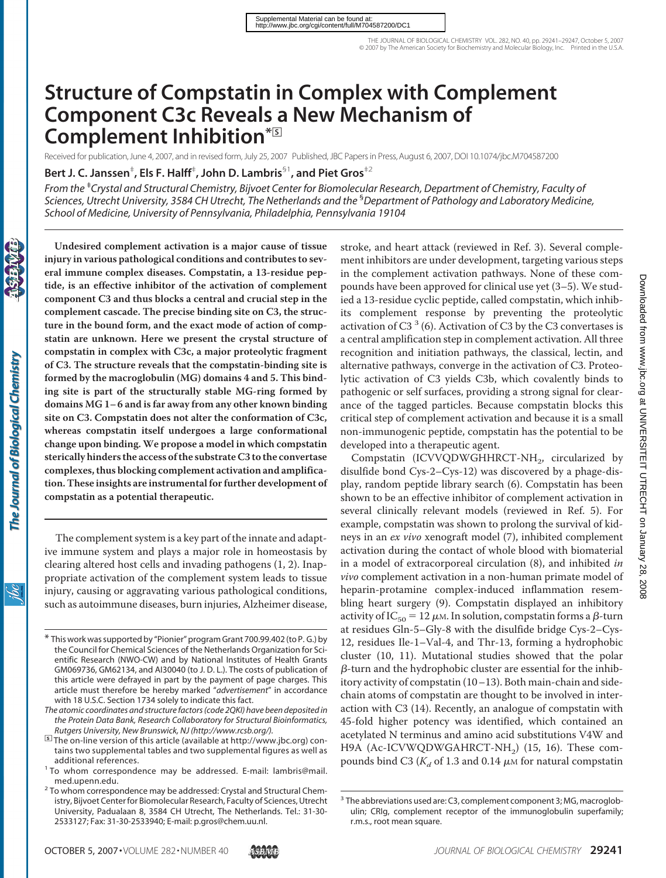Supplemental Material can be found at: http://www.jbc.org/cgi/content/full/M704587200/DC1

# Structure of Compstatin in Complex with Complement Component C3c Reveals a New Mechanism of Complement Inhibition*

Received for publication, June 4, 2007, and in revised form, July 25, 2007 Published, JBC Papers in Press, August 6, 2007, DOI 10.1074/jbc.M704587200

**Bert J. C. Janssen[‡], Els F. Halff[‡], John D. Lambris[§1], and Piet Gros[‡2]**

*From the [‡]Crystal and Structural Chemistry, Bijvoet Center for Biomolecular Research, Department of Chemistry, Faculty of Sciences, Utrecht University, 3584 CH Utrecht, The Netherlands and the [§]Department of Pathology and Laboratory Medicine, School of Medicine, University of Pennsylvania, Philadelphia, Pennsylvania 19104*

**Undesired complement activation is a major cause of tissue injury in various pathological conditions and contributes to several immune complex diseases. Compstatin, a 13-residue peptide, is an effective inhibitor of the activation of complement component C3 and thus blocks a central and crucial step in the complement cascade. The precise binding site on C3, the structure in the bound form, and the exact mode of action of compstatin are unknown. Here we present the crystal structure of compstatin in complex with C3c, a major proteolytic fragment of C3. The structure reveals that the compstatin-binding site is formed by the macroglobulin (MG) domains 4 and 5. This binding site is part of the structurally stable MG-ring formed by domains MG 1–6 and is far away from any other known binding site on C3. Compstatin does not alter the conformation of C3c, whereas compstatin itself undergoes a large conformational change upon binding. We propose a model in which compstatin sterically hinders the access of the substrate C3 to the convertase complexes, thus blocking complement activation and amplification. These insights are instrumental for further development of compstatin as a potential therapeutic.**

The complement system is a key part of the innate and adaptive immune system and plays a major role in homeostasis by clearing altered host cells and invading pathogens (1, 2). Inappropriate activation of the complement system leads to tissue injury, causing or aggravating various pathological conditions, such as autoimmune diseases, burn injuries, Alzheimer disease, stroke, and heart attack (reviewed in Ref. 3). Several complement inhibitors are under development, targeting various steps in the complement activation pathways. None of these compounds have been approved for clinical use yet (3–5). We studied a 13-residue cyclic peptide, called compstatin, which inhibits its complement response by preventing the proteolytic activation of C3 [3] (6). Activation of C3 by the C3 convertases is a central amplification step in complement activation. All three recognition and initiation pathways, the classical, lectin, and alternative pathways, converge in the activation of C3. Proteolytic activation of C3 yields C3b, which covalently binds to pathogenic or self surfaces, providing a strong signal for clearance of the tagged particles. Because compstatin blocks this critical step of complement activation and because it is a small non-immunogenic peptide, compstatin has the potential to be developed into a therapeutic agent.

Compstatin (ICVVQDWGHHRCT-$NH_2$, circularized by disulfide bond Cys-2–Cys-12) was discovered by a phage-display, random peptide library search (6). Compstatin has been shown to be an effective inhibitor of complement activation in several clinically relevant models (reviewed in Ref. 5). For example, compstatin was shown to prolong the survival of kidneys in an *ex vivo* xenograft model (7), inhibited complement activation during the contact of whole blood with biomaterial in a model of extracorporeal circulation (8), and inhibited *in vivo* complement activation in a non-human primate model of heparin-protamine complex-induced inflammation resembling heart surgery (9). Compstatin displayed an inhibitory activity of $IC_{50}$ = 12 $\mu$M. In solution, compstatin forms a $\beta$-turn at residues Gln-5–Gly-8 with the disulfide bridge Cys-2–Cys-12, residues Ile-1–Val-4, and Thr-13, forming a hydrophobic cluster (10, 11). Mutational studies showed that the polar $\beta$-turn and the hydrophobic cluster are essential for the inhibitory activity of compstatin (10–13). Both main-chain and side-chain atoms of compstatin are thought to be involved in interaction with C3 (14). Recently, an analogue of compstatin with 45-fold higher potency was identified, which contained an acetylated N terminus and amino acid substitutions V4W and H9A (Ac-ICVWQDWGAHRCT-$NH_2$) (15, 16). These compounds bind C3 ($K_d$ of 1.3 and 0.14 $\mu$M for natural compstatin

\* This work was supported by "Pionier" program Grant 700.99.402 (to P. G.) by the Council for Chemical Sciences of the Netherlands Organization for Scientific Research (NWO-CW) and by National Institutes of Health Grants GM069736, GM62134, and AI30040 (to J. D. L.). The costs of publication of this article were defrayed in part by the payment of page charges. This article must therefore be hereby marked "*advertisement*" in accordance with 18 U.S.C. Section 1734 solely to indicate this fact.

*The atomic coordinates and structure factors (code 2QKI) have been deposited in the Protein Data Bank, Research Collaboratory for Structural Bioinformatics, Rutgers University, New Brunswick, NJ (http://www.rcsb.org/).*

The on-line version of this article (available at http://www.jbc.org) contains two supplemental tables and two supplemental figures as well as additional references.

[1] To whom correspondence may be addressed. E-mail: lambris@mail.med.upenn.edu.

[2] To whom correspondence may be addressed: Crystal and Structural Chemistry, Bijvoet Center for Biomolecular Research, Faculty of Sciences, Utrecht University, Padualaan 8, 3584 CH Utrecht, The Netherlands. Tel.: 31-30-2533127; Fax: 31-30-2533940; E-mail: p.gros@chem.uu.nl.

[3] The abbreviations used are: C3, complement component 3; MG, macroglobulin; CRIg, complement receptor of the immunoglobulin superfamily; r.m.s., root mean square.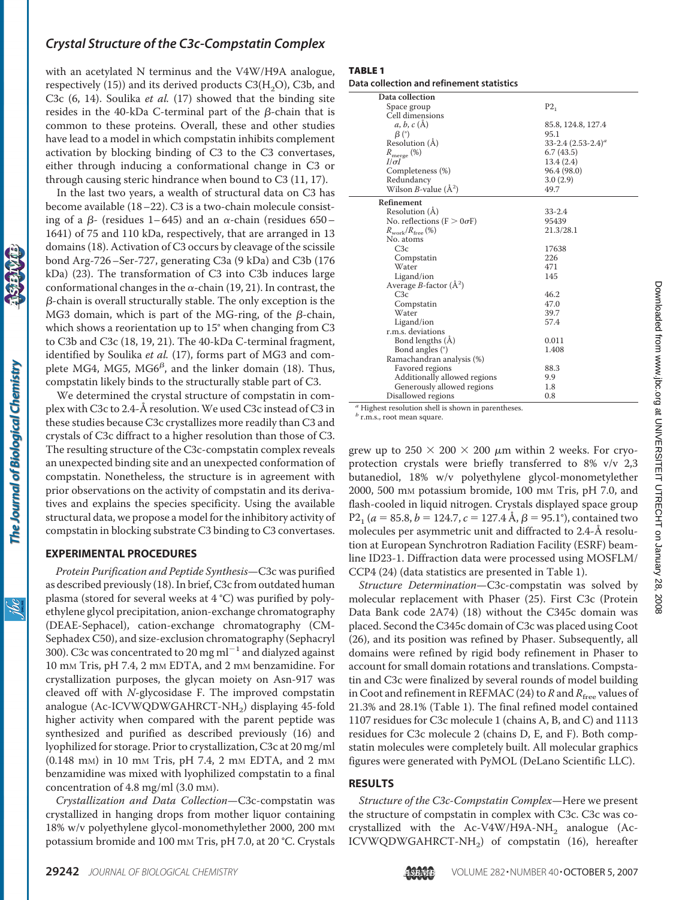with an acetylated N terminus and the V4W/H9A analogue, respectively (15)) and its derived products $C3(H_2O)$, C3b, and C3c (6, 14). Soulika *et al.* (17) showed that the binding site resides in the 40-kDa C-terminal part of the β-chain that is common to these proteins. Overall, these and other studies have lead to a model in which compstatin inhibits complement activation by blocking binding of C3 to the C3 convertases, either through inducing a conformational change in C3 or through causing steric hindrance when bound to C3 (11, 17).

In the last two years, a wealth of structural data on C3 has become available (18–22). C3 is a two-chain molecule consisting of a β- (residues 1–645) and an α-chain (residues 650–1641) of 75 and 110 kDa, respectively, that are arranged in 13 domains (18). Activation of C3 occurs by cleavage of the scissile bond Arg-726–Ser-727, generating C3a (9 kDa) and C3b (176 kDa) (23). The transformation of C3 into C3b induces large conformational changes in the α-chain (19, 21). In contrast, the β-chain is overall structurally stable. The only exception is the MG3 domain, which is part of the MG-ring, of the β-chain, which shows a reorientation up to 15° when changing from C3 to C3b and C3c (18, 19, 21). The 40-kDa C-terminal fragment, identified by Soulika *et al.* (17), forms part of MG3 and complete MG4, MG5, $MG6^{\beta}$, and the linker domain (18). Thus, compstatin likely binds to the structurally stable part of C3.

We determined the crystal structure of compstatin in complex with C3c to 2.4-Å resolution. We used C3c instead of C3 in these studies because C3c crystallizes more readily than C3 and crystals of C3c diffract to a higher resolution than those of C3. The resulting structure of the C3c-compstatin complex reveals an unexpected binding site and an unexpected conformation of compstatin. Nonetheless, the structure is in agreement with prior observations on the activity of compstatin and its derivatives and explains the species specificity. Using the available structural data, we propose a model for the inhibitory activity of compstatin in blocking substrate C3 binding to C3 convertases.

## EXPERIMENTAL PROCEDURES

*Protein Purification and Peptide Synthesis*—C3c was purified as described previously (18). In brief, C3c from outdated human plasma (stored for several weeks at 4 °C) was purified by polyethylene glycol precipitation, anion-exchange chromatography (DEAE-Sephacel), cation-exchange chromatography (CM-Sephadex C50), and size-exclusion chromatography (Sephacryl 300). C3c was concentrated to 20 mg $ml^{-1}$ and dialyzed against 10 mM Tris, pH 7.4, 2 mM EDTA, and 2 mM benzamidine. For crystallization purposes, the glycan moiety on Asn-917 was cleaved off with *N*-glycosidase F. The improved compstatin analogue (Ac-ICVWQDWGAHRCT-$NH_2$) displaying 45-fold higher activity when compared with the parent peptide was synthesized and purified as described previously (16) and lyophilized for storage. Prior to crystallization, C3c at 20 mg/ml (0.148 mM) in 10 mM Tris, pH 7.4, 2 mM EDTA, and 2 mM benzamidine was mixed with lyophilized compstatin to a final concentration of 4.8 mg/ml (3.0 mM).

*Crystallization and Data Collection*—C3c-compstatin was crystallized in hanging drops from mother liquor containing 18% w/v polyethylene glycol-monomethylether 2000, 200 mM potassium bromide and 100 mM Tris, pH 7.0, at 20 °C. Crystals grew up to 250 × 200 × 200 μm within 2 weeks. For cryoprotection crystals were briefly transferred to 8% v/v 2,3 butanediol, 18% w/v polyethylene glycol-monometylether 2000, 500 mM potassium bromide, 100 mM Tris, pH 7.0, and flash-cooled in liquid nitrogen. Crystals displayed space group $P2_1$ ($a$ = 85.8, $b$ = 124.7, $c$ = 127.4 Å, $\beta$ = 95.1°), contained two molecules per asymmetric unit and diffracted to 2.4-Å resolution at European Synchrotron Radiation Facility (ESRF) beamline ID23-1. Diffraction data were processed using MOSFLM/CCP4 (24) (data statistics are presented in Table 1).

**TABLE 1**
**Data collection and refinement statistics**

| | |
|---|---|
| **Data collection** | |
| Space group | $P2_1$ |
| Cell dimensions | |
| $a, b, c$ (Å) | 85.8, 124.8, 127.4 |
| $\beta$ (°) | 95.1 |
| Resolution (Å) | 33-2.4 (2.53-2.4)[a] |
| $R_{merge}$ (%) | 6.7 (43.5) |
| $I/\sigma I$ | 13.4 (2.4) |
| Completeness (%) | 96.4 (98.0) |
| Redundancy | 3.0 (2.9) |
| Wilson $B$-value (Å$^2$) | 49.7 |
| **Refinement** | |
| Resolution (Å) | 33-2.4 |
| No. reflections ($F > 0\sigma F$) | 95439 |
| $R_{work}/R_{free}$ (%) | 21.3/28.1 |
| No. atoms | |
| C3c | 17638 |
| Compstatin | 226 |
| Water | 471 |
| Ligand/ion | 145 |
| Average $B$-factor (Å$^2$) | |
| C3c | 46.2 |
| Compstatin | 47.0 |
| Water | 39.7 |
| Ligand/ion | 57.4 |
| r.m.s. deviations | |
| Bond lengths (Å) | 0.011 |
| Bond angles (°) | 1.408 |
| Ramachandran analysis (%) | |
| Favored regions | 88.3 |
| Additionally allowed regions | 9.9 |
| Generously allowed regions | 1.8 |
| Disallowed regions | 0.8 |

[a] Highest resolution shell is shown in parentheses.
[b] r.m.s., root mean square.

*Structure Determination*—C3c-compstatin was solved by molecular replacement with Phaser (25). First C3c (Protein Data Bank code 2A74) (18) without the C345c domain was placed. Second the C345c domain of C3c was placed using Coot (26), and its position was refined by Phaser. Subsequently, all domains were refined by rigid body refinement in Phaser to account for small domain rotations and translations. Compstatin and C3c were finalized by several rounds of model building in Coot and refinement in REFMAC (24) to $R$ and $R_{free}$ values of 21.3% and 28.1% (Table 1). The final refined model contained 1107 residues for C3c molecule 1 (chains A, B, and C) and 1113 residues for C3c molecule 2 (chains D, E, and F). Both compstatin molecules were completely built. All molecular graphics figures were generated with PyMOL (DeLano Scientific LLC).

## RESULTS

*Structure of the C3c-Compstatin Complex*—Here we present the structure of compstatin in complex with C3c. C3c was cocrystallized with the Ac-V4W/H9A-$NH_2$ analogue (Ac-ICVWQDWGAHRCT-$NH_2$) of compstatin (16), hereafter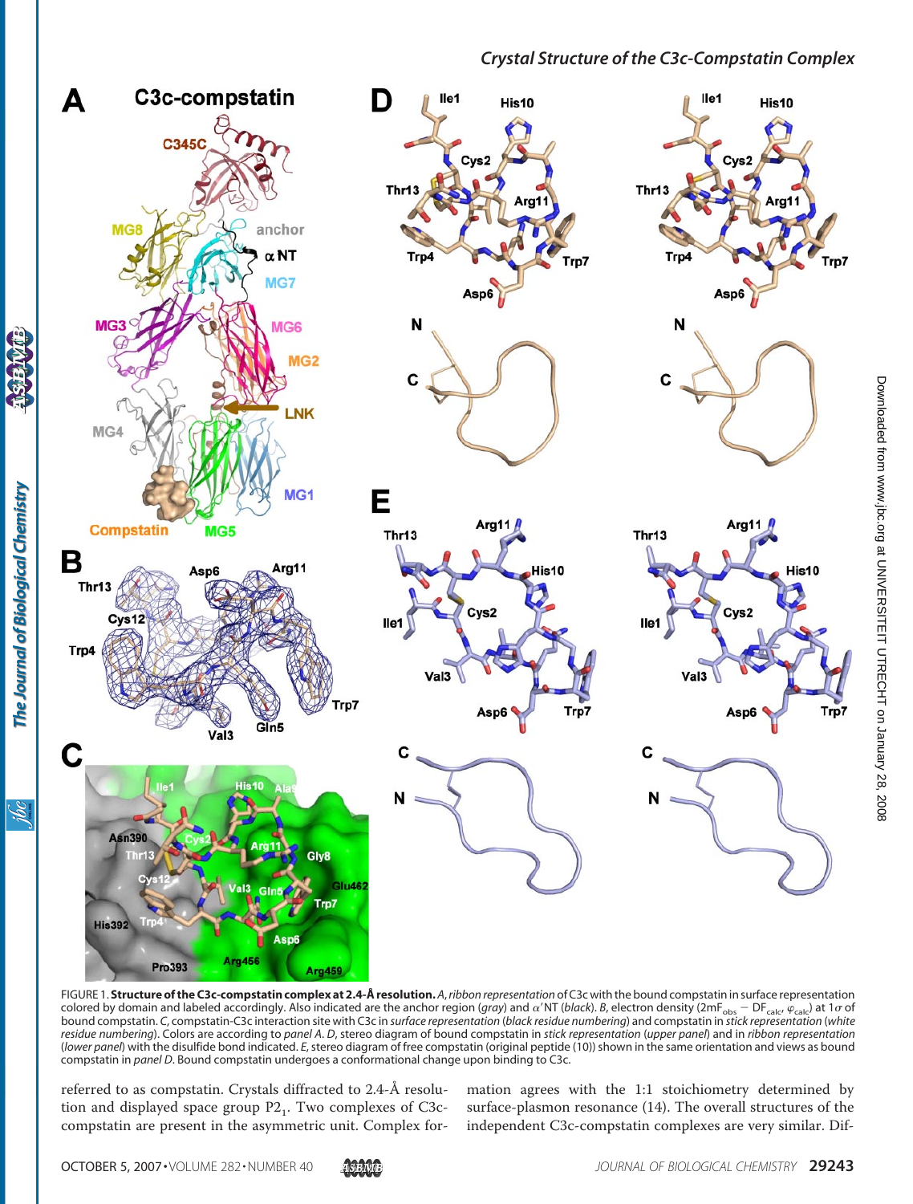FIGURE 1. **Structure of the C3c-compstatin complex at 2.4-Å resolution.** *A*, *ribbon representation* of C3c with the bound compstatin in surface representation colored by domain and labeled accordingly. Also indicated are the anchor region (*gray*) and α′NT (*black*). *B*, electron density ($2mF_{obs} - DF_{calc}$, $\varphi_{calc}$) at 1σ of bound compstatin. *C*, compstatin-C3c interaction site with C3c in *surface representation* (*black residue numbering*) and compstatin in *stick representation* (*white residue numbering*). Colors are according to *panel A*. *D*, stereo diagram of bound compstatin in *stick representation* (*upper panel*) and in *ribbon representation* (*lower panel*) with the disulfide bond indicated. *E*, stereo diagram of free compstatin (original peptide (10)) shown in the same orientation and views as bound compstatin in *panel D*. Bound compstatin undergoes a conformational change upon binding to C3c.

referred to as compstatin. Crystals diffracted to 2.4-Å resolution and displayed space group $P2_1$. Two complexes of C3c-compstatin are present in the asymmetric unit. Complex formation agrees with the 1:1 stoichiometry determined by surface-plasmon resonance (14). The overall structures of the independent C3c-compstatin complexes are very similar. Dif-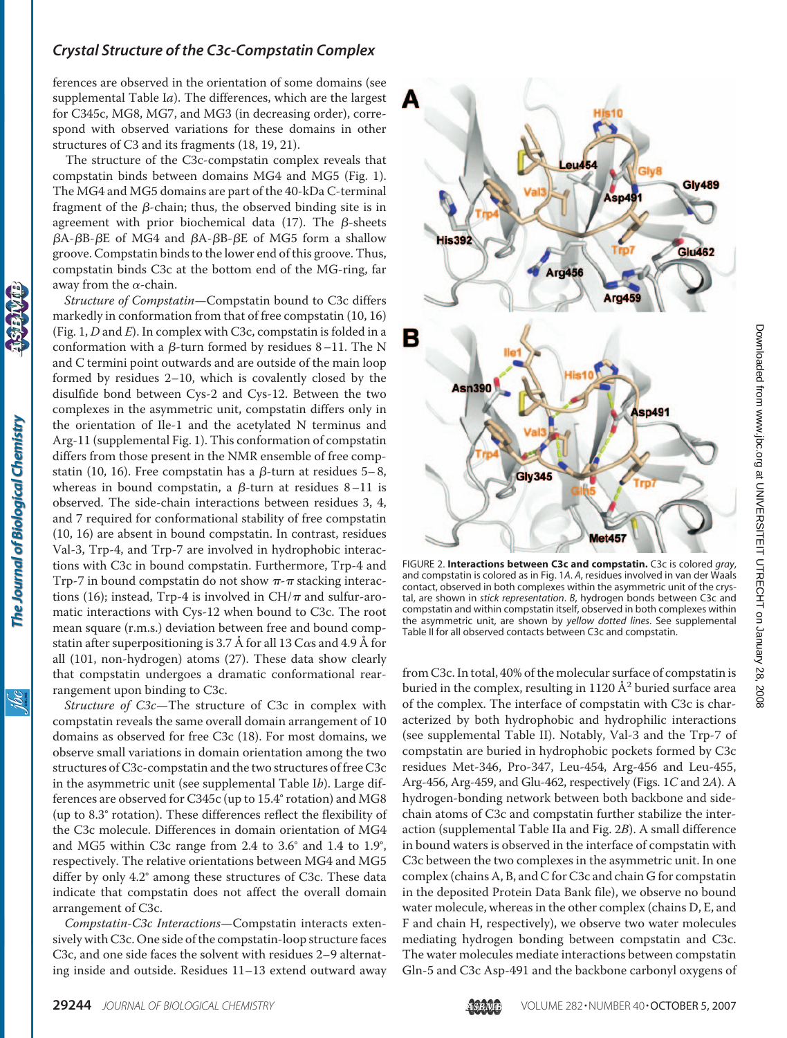ferences are observed in the orientation of some domains (see supplemental Table I*a*). The differences, which are the largest for C345c, MG8, MG7, and MG3 (in decreasing order), correspond with observed variations for these domains in other structures of C3 and its fragments (18, 19, 21).

The structure of the C3c-compstatin complex reveals that compstatin binds between domains MG4 and MG5 (Fig. 1). The MG4 and MG5 domains are part of the 40-kDa C-terminal fragment of the β-chain; thus, the observed binding site is in agreement with prior biochemical data (17). The β-sheets βA-βB-βE of MG4 and βA-βB-βE of MG5 form a shallow groove. Compstatin binds to the lower end of this groove. Thus, compstatin binds C3c at the bottom end of the MG-ring, far away from the α-chain.

*Structure of Compstatin*—Compstatin bound to C3c differs markedly in conformation from that of free compstatin (10, 16) (Fig. 1, *D* and *E*). In complex with C3c, compstatin is folded in a conformation with a β-turn formed by residues 8–11. The N and C termini point outwards and are outside of the main loop formed by residues 2–10, which is covalently closed by the disulfide bond between Cys-2 and Cys-12. Between the two complexes in the asymmetric unit, compstatin differs only in the orientation of Ile-1 and the acetylated N terminus and Arg-11 (supplemental Fig. 1). This conformation of compstatin differs from those present in the NMR ensemble of free compstatin (10, 16). Free compstatin has a β-turn at residues 5–8, whereas in bound compstatin, a β-turn at residues 8–11 is observed. The side-chain interactions between residues 3, 4, and 7 required for conformational stability of free compstatin (10, 16) are absent in bound compstatin. In contrast, residues Val-3, Trp-4, and Trp-7 are involved in hydrophobic interactions with C3c in bound compstatin. Furthermore, Trp-4 and Trp-7 in bound compstatin do not show π-π stacking interactions (16); instead, Trp-4 is involved in CH/π and sulfur-aromatic interactions with Cys-12 when bound to C3c. The root mean square (r.m.s.) deviation between free and bound compstatin after superpositioning is 3.7 Å for all 13 Cαs and 4.9 Å for all (101, non-hydrogen) atoms (27). These data show clearly that compstatin undergoes a dramatic conformational rearrangement upon binding to C3c.

*Structure of C3c*—The structure of C3c in complex with compstatin reveals the same overall domain arrangement of 10 domains as observed for free C3c (18). For most domains, we observe small variations in domain orientation among the two structures of C3c-compstatin and the two structures of free C3c in the asymmetric unit (see supplemental Table I*b*). Large differences are observed for C345c (up to 15.4° rotation) and MG8 (up to 8.3° rotation). These differences reflect the flexibility of the C3c molecule. Differences in domain orientation of MG4 and MG5 within C3c range from 2.4 to 3.6° and 1.4 to 1.9°, respectively. The relative orientations between MG4 and MG5 differ by only 4.2° among these structures of C3c. These data indicate that compstatin does not affect the overall domain arrangement of C3c.

*Compstatin-C3c Interactions*—Compstatin interacts extensively with C3c. One side of the compstatin-loop structure faces C3c, and one side faces the solvent with residues 2–9 alternating inside and outside. Residues 11–13 extend outward away from C3c. In total, 40% of the molecular surface of compstatin is buried in the complex, resulting in 1120 $Å^2$ buried surface area of the complex. The interface of compstatin with C3c is characterized by both hydrophobic and hydrophilic interactions (see supplemental Table II). Notably, Val-3 and the Trp-7 of compstatin are buried in hydrophobic pockets formed by C3c residues Met-346, Pro-347, Leu-454, Arg-456 and Leu-455, Arg-456, Arg-459, and Glu-462, respectively (Figs. 1*C* and 2*A*). A hydrogen-bonding network between both backbone and side-chain atoms of C3c and compstatin further stabilize the interaction (supplemental Table IIa and Fig. 2*B*). A small difference in bound waters is observed in the interface of compstatin with C3c between the two complexes in the asymmetric unit. In one complex (chains A, B, and C for C3c and chain G for compstatin in the deposited Protein Data Bank file), we observe no bound water molecule, whereas in the other complex (chains D, E, and F and chain H, respectively), we observe two water molecules mediating hydrogen bonding between compstatin and C3c. The water molecules mediate interactions between compstatin Gln-5 and C3c Asp-491 and the backbone carbonyl oxygens of

FIGURE 2. **Interactions between C3c and compstatin.** C3c is colored *gray*, and compstatin is colored as in Fig. 1*A*. *A*, residues involved in van der Waals contact, observed in both complexes within the asymmetric unit of the crystal, are shown in *stick representation*. *B*, hydrogen bonds between C3c and compstatin and within compstatin itself, observed in both complexes within the asymmetric unit, are shown by *yellow dotted lines*. See supplemental Table II for all observed contacts between C3c and compstatin.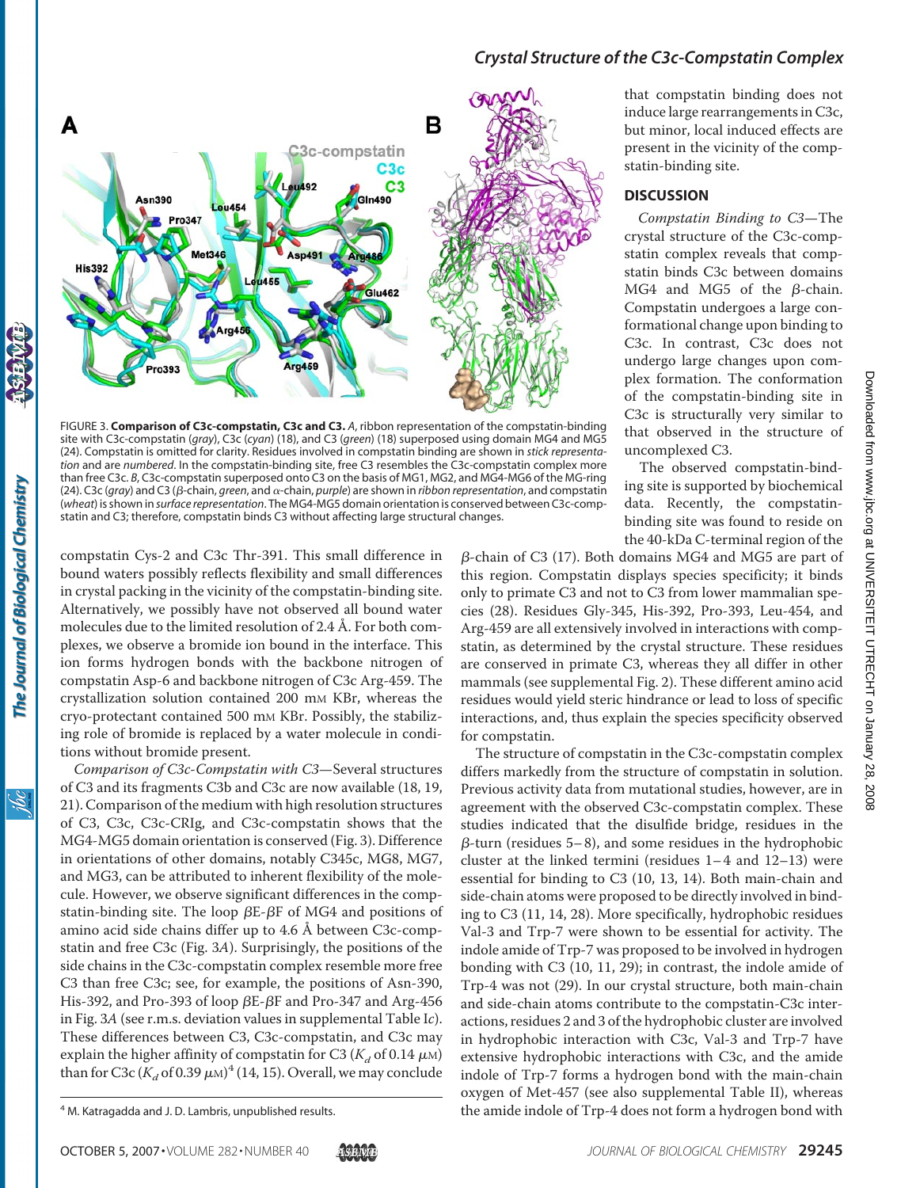FIGURE 3. **Comparison of C3c-compstatin, C3c and C3.** *A*, ribbon representation of the compstatin-binding site with C3c-compstatin (*gray*), C3c (*cyan*) (18), and C3 (*green*) (18) superposed using domain MG4 and MG5 (24). Compstatin is omitted for clarity. Residues involved in compstatin binding are shown in *stick representation* and are *numbered*. In the compstatin-binding site, free C3 resembles the C3c-compstatin complex more than free C3c. *B*, C3c-compstatin superposed onto C3 on the basis of MG1, MG2, and MG4-MG6 of the MG-ring (24). C3c (*gray*) and C3 (β-chain, *green*, and α-chain, *purple*) are shown in *ribbon representation*, and compstatin (*wheat*) is shown in *surface representation*. The MG4-MG5 domain orientation is conserved between C3c-compstatin and C3; therefore, compstatin binds C3 without affecting large structural changes.

compstatin Cys-2 and C3c Thr-391. This small difference in bound waters possibly reflects flexibility and small differences in crystal packing in the vicinity of the compstatin-binding site. Alternatively, we possibly have not observed all bound water molecules due to the limited resolution of 2.4 Å. For both complexes, we observe a bromide ion bound in the interface. This ion forms hydrogen bonds with the backbone nitrogen of compstatin Asp-6 and backbone nitrogen of C3c Arg-459. The crystallization solution contained 200 mM KBr, whereas the cryo-protectant contained 500 mM KBr. Possibly, the stabilizing role of bromide is replaced by a water molecule in conditions without bromide present.

*Comparison of C3c-Compstatin with C3*—Several structures of C3 and its fragments C3b and C3c are now available (18, 19, 21). Comparison of the medium with high resolution structures of C3, C3c, C3c-CRIg, and C3c-compstatin shows that the MG4-MG5 domain orientation is conserved (Fig. 3). Difference in orientations of other domains, notably C345c, MG8, MG7, and MG3, can be attributed to inherent flexibility of the molecule. However, we observe significant differences in the compstatin-binding site. The loop βE-βF of MG4 and positions of amino acid side chains differ up to 4.6 Å between C3c-compstatin and free C3c (Fig. 3*A*). Surprisingly, the positions of the side chains in the C3c-compstatin complex resemble more free C3 than free C3c; see, for example, the positions of Asn-390, His-392, and Pro-393 of loop βE-βF and Pro-347 and Arg-456 in Fig. 3*A* (see r.m.s. deviation values in supplemental Table I*c*). These differences between C3, C3c-compstatin, and C3c may explain the higher affinity of compstatin for C3 ($K_d$ of 0.14 μM) than for C3c ($K_d$ of 0.39 μM)[4] (14, 15). Overall, we may conclude that compstatin binding does not induce large rearrangements in C3c, but minor, local induced effects are present in the vicinity of the compstatin-binding site.

## DISCUSSION

*Compstatin Binding to C3*—The crystal structure of the C3c-compstatin complex reveals that compstatin binds C3c between domains MG4 and MG5 of the β-chain. Compstatin undergoes a large conformational change upon binding to C3c. In contrast, C3c does not undergo large changes upon complex formation. The conformation of the compstatin-binding site in C3c is structurally very similar to that observed in the structure of uncomplexed C3.

The observed compstatin-binding site is supported by biochemical data. Recently, the compstatin-binding site was found to reside on the 40-kDa C-terminal region of the β-chain of C3 (17). Both domains MG4 and MG5 are part of this region. Compstatin displays species specificity; it binds only to primate C3 and not to C3 from lower mammalian species (28). Residues Gly-345, His-392, Pro-393, Leu-454, and Arg-459 are all extensively involved in interactions with compstatin, as determined by the crystal structure. These residues are conserved in primate C3, whereas they all differ in other mammals (see supplemental Fig. 2). These different amino acid residues would yield steric hindrance or lead to loss of specific interactions, and, thus explain the species specificity observed for compstatin.

The structure of compstatin in the C3c-compstatin complex differs markedly from the structure of compstatin in solution. Previous activity data from mutational studies, however, are in agreement with the observed C3c-compstatin complex. These studies indicated that the disulfide bridge, residues in the β-turn (residues 5–8), and some residues in the hydrophobic cluster at the linked termini (residues 1–4 and 12–13) were essential for binding to C3 (10, 13, 14). Both main-chain and side-chain atoms were proposed to be directly involved in binding to C3 (11, 14, 28). More specifically, hydrophobic residues Val-3 and Trp-7 were shown to be essential for activity. The indole amide of Trp-7 was proposed to be involved in hydrogen bonding with C3 (10, 11, 29); in contrast, the indole amide of Trp-4 was not (29). In our crystal structure, both main-chain and side-chain atoms contribute to the compstatin-C3c interactions, residues 2 and 3 of the hydrophobic cluster are involved in hydrophobic interaction with C3c, Val-3 and Trp-7 have extensive hydrophobic interactions with C3c, and the amide indole of Trp-7 forms a hydrogen bond with the main-chain oxygen of Met-457 (see also supplemental Table II), whereas the amide indole of Trp-4 does not form a hydrogen bond with

[4] M. Katragadda and J. D. Lambris, unpublished results.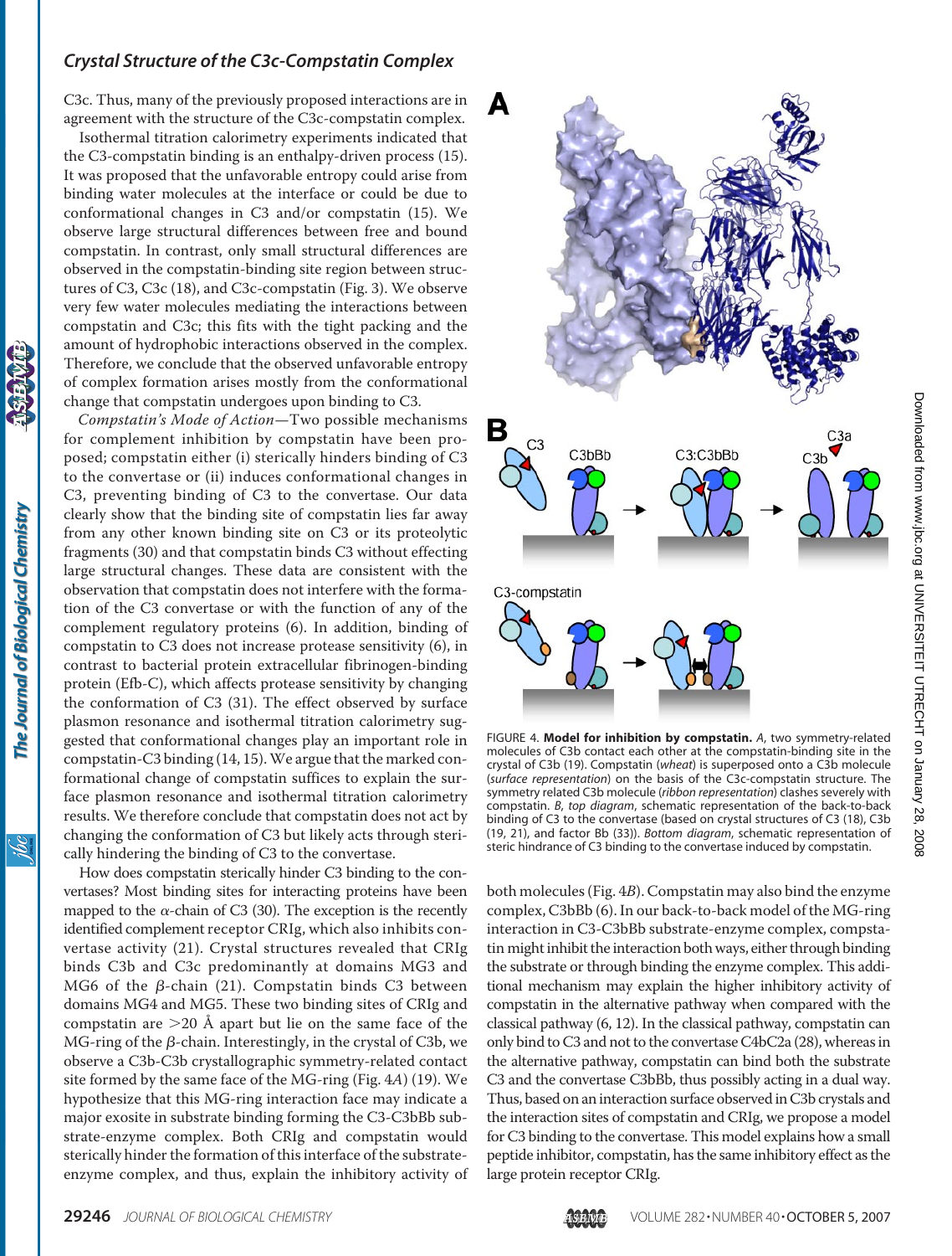C3c. Thus, many of the previously proposed interactions are in agreement with the structure of the C3c-compstatin complex.

Isothermal titration calorimetry experiments indicated that the C3-compstatin binding is an enthalpy-driven process (15). It was proposed that the unfavorable entropy could arise from binding water molecules at the interface or could be due to conformational changes in C3 and/or compstatin (15). We observe large structural differences between free and bound compstatin. In contrast, only small structural differences are observed in the compstatin-binding site region between structures of C3, C3c (18), and C3c-compstatin (Fig. 3). We observe very few water molecules mediating the interactions between compstatin and C3c; this fits with the tight packing and the amount of hydrophobic interactions observed in the complex. Therefore, we conclude that the observed unfavorable entropy of complex formation arises mostly from the conformational change that compstatin undergoes upon binding to C3.

*Compstatin's Mode of Action*—Two possible mechanisms for complement inhibition by compstatin have been proposed; compstatin either (i) sterically hinders binding of C3 to the convertase or (ii) induces conformational changes in C3, preventing binding of C3 to the convertase. Our data clearly show that the binding site of compstatin lies far away from any other known binding site on C3 or its proteolytic fragments (30) and that compstatin binds C3 without effecting large structural changes. These data are consistent with the observation that compstatin does not interfere with the formation of the C3 convertase or with the function of any of the complement regulatory proteins (6). In addition, binding of compstatin to C3 does not increase protease sensitivity (6), in contrast to bacterial protein extracellular fibrinogen-binding protein (Efb-C), which affects protease sensitivity by changing the conformation of C3 (31). The effect observed by surface plasmon resonance and isothermal titration calorimetry suggested that conformational changes play an important role in compstatin-C3 binding (14, 15). We argue that the marked conformational change of compstatin suffices to explain the surface plasmon resonance and isothermal titration calorimetry results. We therefore conclude that compstatin does not act by changing the conformation of C3 but likely acts through sterically hindering the binding of C3 to the convertase.

How does compstatin sterically hinder C3 binding to the convertases? Most binding sites for interacting proteins have been mapped to the α-chain of C3 (30). The exception is the recently identified complement receptor CRIg, which also inhibits convertase activity (21). Crystal structures revealed that CRIg binds C3b and C3c predominantly at domains MG3 and MG6 of the β-chain (21). Compstatin binds C3 between domains MG4 and MG5. These two binding sites of CRIg and compstatin are >20 Å apart but lie on the same face of the MG-ring of the β-chain. Interestingly, in the crystal of C3b, we observe a C3b-C3b crystallographic symmetry-related contact site formed by the same face of the MG-ring (Fig. 4*A*) (19). We hypothesize that this MG-ring interaction face may indicate a major exosite in substrate binding forming the C3-C3bBb substrate-enzyme complex. Both CRIg and compstatin would sterically hinder the formation of this interface of the substrate-enzyme complex, and thus, explain the inhibitory activity of both molecules (Fig. 4*B*). Compstatin may also bind the enzyme complex, C3bBb (6). In our back-to-back model of the MG-ring interaction in C3-C3bBb substrate-enzyme complex, compstatin might inhibit the interaction both ways, either through binding the substrate or through binding the enzyme complex. This additional mechanism may explain the higher inhibitory activity of compstatin in the alternative pathway when compared with the classical pathway (6, 12). In the classical pathway, compstatin can only bind to C3 and not to the convertase C4bC2a (28), whereas in the alternative pathway, compstatin can bind both the substrate C3 and the convertase C3bBb, thus possibly acting in a dual way. Thus, based on an interaction surface observed in C3b crystals and the interaction sites of compstatin and CRIg, we propose a model for C3 binding to the convertase. This model explains how a small peptide inhibitor, compstatin, has the same inhibitory effect as the large protein receptor CRIg.

FIGURE 4. **Model for inhibition by compstatin.** *A*, two symmetry-related molecules of C3b contact each other at the compstatin-binding site in the crystal of C3b (19). Compstatin (*wheat*) is superposed onto a C3b molecule (*surface representation*) on the basis of the C3c-compstatin structure. The symmetry related C3b molecule (*ribbon representation*) clashes severely with compstatin. *B*, *top diagram*, schematic representation of the back-to-back binding of C3 to the convertase (based on crystal structures of C3 (18), C3b (19, 21), and factor Bb (33)). *Bottom diagram*, schematic representation of steric hindrance of C3 binding to the convertase induced by compstatin.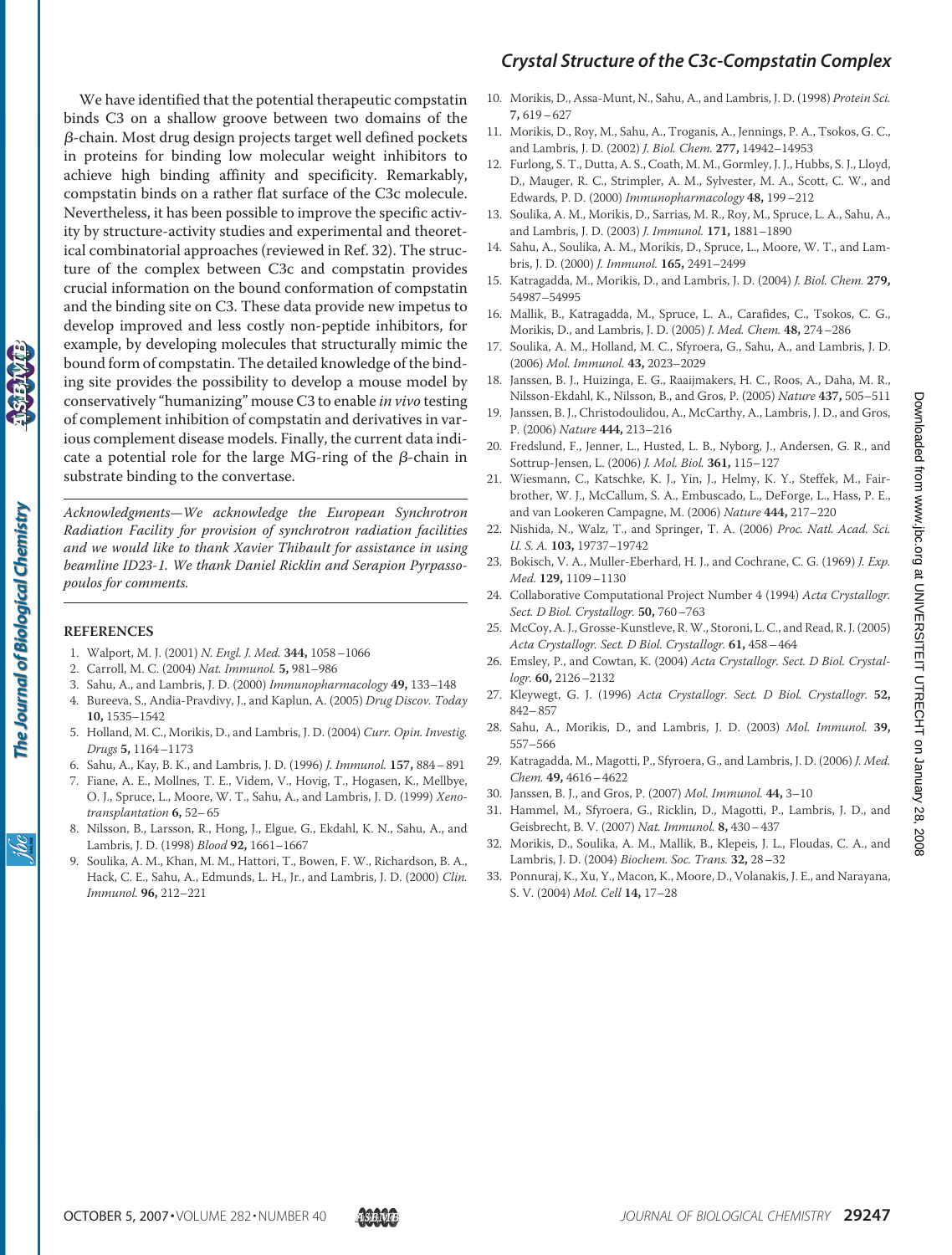We have identified that the potential therapeutic compstatin binds C3 on a shallow groove between two domains of the $\beta$-chain. Most drug design projects target well defined pockets in proteins for binding low molecular weight inhibitors to achieve high binding affinity and specificity. Remarkably, compstatin binds on a rather flat surface of the C3c molecule. Nevertheless, it has been possible to improve the specific activity by structure-activity studies and experimental and theoretical combinatorial approaches (reviewed in Ref. 32). The structure of the complex between C3c and compstatin provides crucial information on the bound conformation of compstatin and the binding site on C3. These data provide new impetus to develop improved and less costly non-peptide inhibitors, for example, by developing molecules that structurally mimic the bound form of compstatin. The detailed knowledge of the binding site provides the possibility to develop a mouse model by conservatively "humanizing" mouse C3 to enable *in vivo* testing of complement inhibition of compstatin and derivatives in various complement disease models. Finally, the current data indicate a potential role for the large MG-ring of the $\beta$-chain in substrate binding to the convertase.

*Acknowledgments—We acknowledge the European Synchrotron Radiation Facility for provision of synchrotron radiation facilities and we would like to thank Xavier Thibault for assistance in using beamline ID23-1. We thank Daniel Ricklin and Serapion Pyrpassopoulos for comments.*

## REFERENCES

1. Walport, M. J. (2001) *N. Engl. J. Med.* **344,** 1058–1066
2. Carroll, M. C. (2004) *Nat. Immunol.* **5,** 981–986
3. Sahu, A., and Lambris, J. D. (2000) *Immunopharmacology* **49,** 133–148
4. Bureeva, S., Andia-Pravdivy, J., and Kaplun, A. (2005) *Drug Discov. Today* **10,** 1535–1542
5. Holland, M. C., Morikis, D., and Lambris, J. D. (2004) *Curr. Opin. Investig. Drugs* **5,** 1164–1173
6. Sahu, A., Kay, B. K., and Lambris, J. D. (1996) *J. Immunol.* **157,** 884–891
7. Fiane, A. E., Mollnes, T. E., Videm, V., Hovig, T., Hogasen, K., Mellbye, O. J., Spruce, L., Moore, W. T., Sahu, A., and Lambris, J. D. (1999) *Xenotransplantation* **6,** 52–65
8. Nilsson, B., Larsson, R., Hong, J., Elgue, G., Ekdahl, K. N., Sahu, A., and Lambris, J. D. (1998) *Blood* **92,** 1661–1667
9. Soulika, A. M., Khan, M. M., Hattori, T., Bowen, F. W., Richardson, B. A., Hack, C. E., Sahu, A., Edmunds, L. H., Jr., and Lambris, J. D. (2000) *Clin. Immunol.* **96,** 212–221
10. Morikis, D., Assa-Munt, N., Sahu, A., and Lambris, J. D. (1998) *Protein Sci.* **7,** 619–627
11. Morikis, D., Roy, M., Sahu, A., Troganis, A., Jennings, P. A., Tsokos, G. C., and Lambris, J. D. (2002) *J. Biol. Chem.* **277,** 14942–14953
12. Furlong, S. T., Dutta, A. S., Coath, M. M., Gormley, J. J., Hubbs, S. J., Lloyd, D., Mauger, R. C., Strimpler, A. M., Sylvester, M. A., Scott, C. W., and Edwards, P. D. (2000) *Immunopharmacology* **48,** 199–212
13. Soulika, A. M., Morikis, D., Sarrias, M. R., Roy, M., Spruce, L. A., Sahu, A., and Lambris, J. D. (2003) *J. Immunol.* **171,** 1881–1890
14. Sahu, A., Soulika, A. M., Morikis, D., Spruce, L., Moore, W. T., and Lambris, J. D. (2000) *J. Immunol.* **165,** 2491–2499
15. Katragadda, M., Morikis, D., and Lambris, J. D. (2004) *J. Biol. Chem.* **279,** 54987–54995
16. Mallik, B., Katragadda, M., Spruce, L. A., Carafides, C., Tsokos, C. G., Morikis, D., and Lambris, J. D. (2005) *J. Med. Chem.* **48,** 274–286
17. Soulika, A. M., Holland, M. C., Sfyroera, G., Sahu, A., and Lambris, J. D. (2006) *Mol. Immunol.* **43,** 2023–2029
18. Janssen, B. J., Huizinga, E. G., Raaijmakers, H. C., Roos, A., Daha, M. R., Nilsson-Ekdahl, K., Nilsson, B., and Gros, P. (2005) *Nature* **437,** 505–511
19. Janssen, B. J., Christodoulidou, A., McCarthy, A., Lambris, J. D., and Gros, P. (2006) *Nature* **444,** 213–216
20. Fredslund, F., Jenner, L., Husted, L. B., Nyborg, J., Andersen, G. R., and Sottrup-Jensen, L. (2006) *J. Mol. Biol.* **361,** 115–127
21. Wiesmann, C., Katschke, K. J., Yin, J., Helmy, K. Y., Steffek, M., Fairbrother, W. J., McCallum, S. A., Embuscado, L., DeForge, L., Hass, P. E., and van Lookeren Campagne, M. (2006) *Nature* **444,** 217–220
22. Nishida, N., Walz, T., and Springer, T. A. (2006) *Proc. Natl. Acad. Sci. U. S. A.* **103,** 19737–19742
23. Bokisch, V. A., Muller-Eberhard, H. J., and Cochrane, C. G. (1969) *J. Exp. Med.* **129,** 1109–1130
24. Collaborative Computational Project Number 4 (1994) *Acta Crystallogr. Sect. D Biol. Crystallogr.* **50,** 760–763
25. McCoy, A. J., Grosse-Kunstleve, R. W., Storoni, L. C., and Read, R. J. (2005) *Acta Crystallogr. Sect. D Biol. Crystallogr.* **61,** 458–464
26. Emsley, P., and Cowtan, K. (2004) *Acta Crystallogr. Sect. D Biol. Crystallogr.* **60,** 2126–2132
27. Kleywegt, G. J. (1996) *Acta Crystallogr. Sect. D Biol. Crystallogr.* **52,** 842–857
28. Sahu, A., Morikis, D., and Lambris, J. D. (2003) *Mol. Immunol.* **39,** 557–566
29. Katragadda, M., Magotti, P., Sfyroera, G., and Lambris, J. D. (2006) *J. Med. Chem.* **49,** 4616–4622
30. Janssen, B. J., and Gros, P. (2007) *Mol. Immunol.* **44,** 3–10
31. Hammel, M., Sfyroera, G., Ricklin, D., Magotti, P., Lambris, J. D., and Geisbrecht, B. V. (2007) *Nat. Immunol.* **8,** 430–437
32. Morikis, D., Soulika, A. M., Mallik, B., Klepeis, J. L., Floudas, C. A., and Lambris, J. D. (2004) *Biochem. Soc. Trans.* **32,** 28–32
33. Ponnuraj, K., Xu, Y., Macon, K., Moore, D., Volanakis, J. E., and Narayana, S. V. (2004) *Mol. Cell* **14,** 17–28